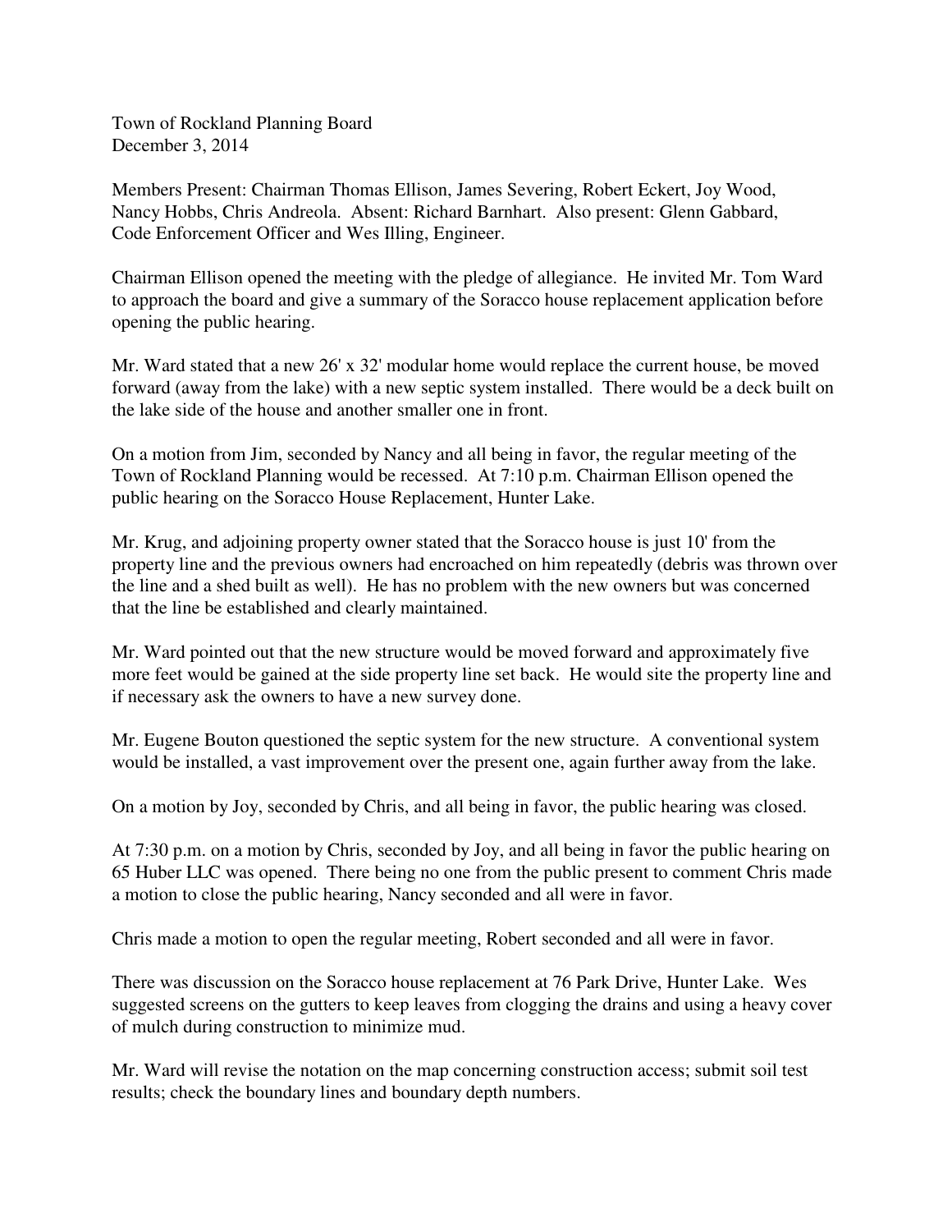Town of Rockland Planning Board
December 3, 2014

Members Present: Chairman Thomas Ellison, James Severing, Robert Eckert, Joy Wood, Nancy Hobbs, Chris Andreola. Absent: Richard Barnhart. Also present: Glenn Gabbard, Code Enforcement Officer and Wes Illing, Engineer.

Chairman Ellison opened the meeting with the pledge of allegiance. He invited Mr. Tom Ward to approach the board and give a summary of the Soracco house replacement application before opening the public hearing.

Mr. Ward stated that a new 26' x 32' modular home would replace the current house, be moved forward (away from the lake) with a new septic system installed. There would be a deck built on the lake side of the house and another smaller one in front.

On a motion from Jim, seconded by Nancy and all being in favor, the regular meeting of the Town of Rockland Planning would be recessed. At 7:10 p.m. Chairman Ellison opened the public hearing on the Soracco House Replacement, Hunter Lake.

Mr. Krug, and adjoining property owner stated that the Soracco house is just 10' from the property line and the previous owners had encroached on him repeatedly (debris was thrown over the line and a shed built as well). He has no problem with the new owners but was concerned that the line be established and clearly maintained.

Mr. Ward pointed out that the new structure would be moved forward and approximately five more feet would be gained at the side property line set back. He would site the property line and if necessary ask the owners to have a new survey done.

Mr. Eugene Bouton questioned the septic system for the new structure. A conventional system would be installed, a vast improvement over the present one, again further away from the lake.

On a motion by Joy, seconded by Chris, and all being in favor, the public hearing was closed.

At 7:30 p.m. on a motion by Chris, seconded by Joy, and all being in favor the public hearing on 65 Huber LLC was opened. There being no one from the public present to comment Chris made a motion to close the public hearing, Nancy seconded and all were in favor.

Chris made a motion to open the regular meeting, Robert seconded and all were in favor.

There was discussion on the Soracco house replacement at 76 Park Drive, Hunter Lake. Wes suggested screens on the gutters to keep leaves from clogging the drains and using a heavy cover of mulch during construction to minimize mud.

Mr. Ward will revise the notation on the map concerning construction access; submit soil test results; check the boundary lines and boundary depth numbers.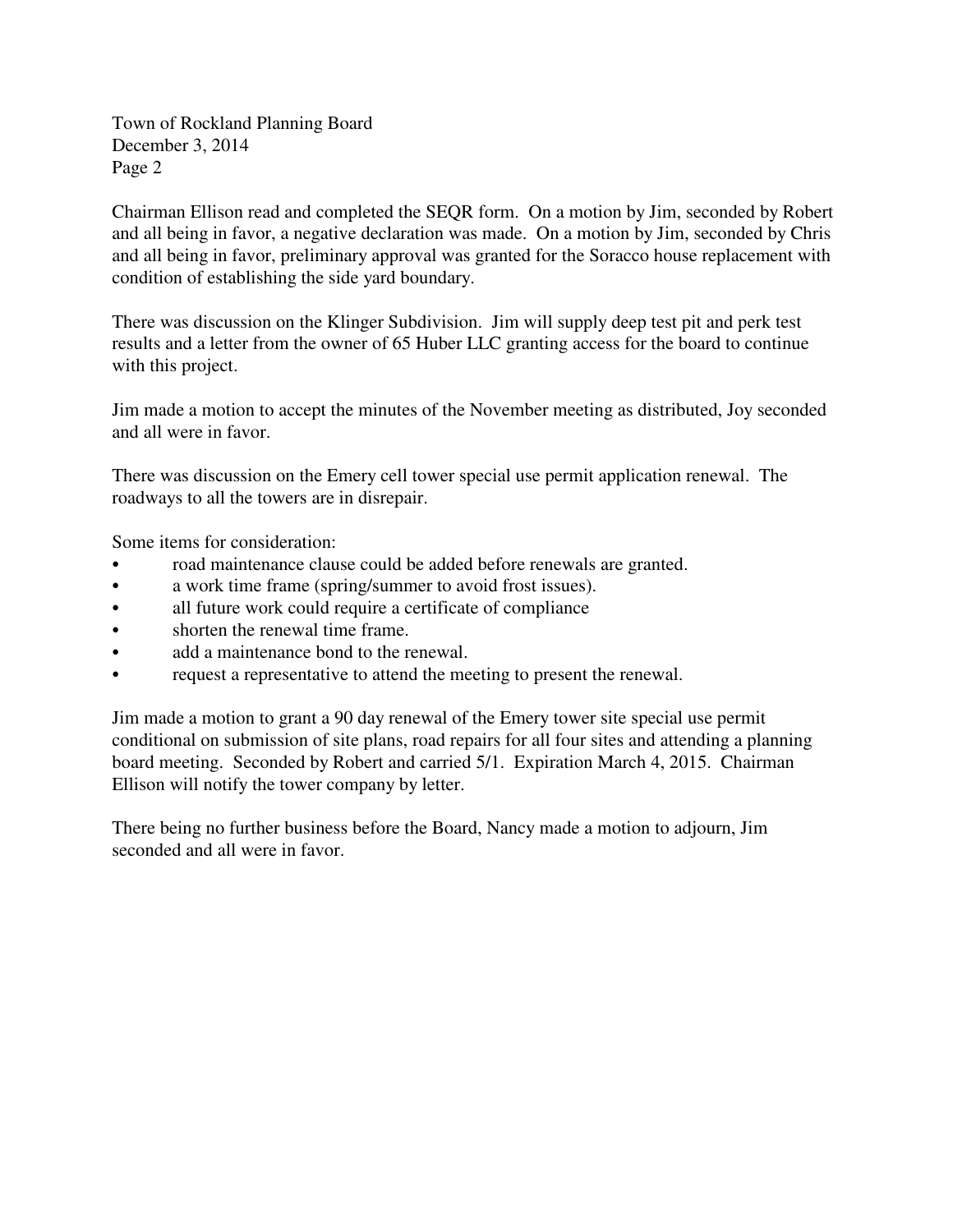Chairman Ellison read and completed the SEQR form. On a motion by Jim, seconded by Robert and all being in favor, a negative declaration was made. On a motion by Jim, seconded by Chris and all being in favor, preliminary approval was granted for the Soracco house replacement with condition of establishing the side yard boundary.

There was discussion on the Klinger Subdivision. Jim will supply deep test pit and perk test results and a letter from the owner of 65 Huber LLC granting access for the board to continue with this project.

Jim made a motion to accept the minutes of the November meeting as distributed, Joy seconded and all were in favor.

There was discussion on the Emery cell tower special use permit application renewal. The roadways to all the towers are in disrepair.

Some items for consideration:

- road maintenance clause could be added before renewals are granted.
- a work time frame (spring/summer to avoid frost issues).
- all future work could require a certificate of compliance
- shorten the renewal time frame.
- add a maintenance bond to the renewal.
- request a representative to attend the meeting to present the renewal.

Jim made a motion to grant a 90 day renewal of the Emery tower site special use permit conditional on submission of site plans, road repairs for all four sites and attending a planning board meeting. Seconded by Robert and carried 5/1. Expiration March 4, 2015. Chairman Ellison will notify the tower company by letter.

There being no further business before the Board, Nancy made a motion to adjourn, Jim seconded and all were in favor.